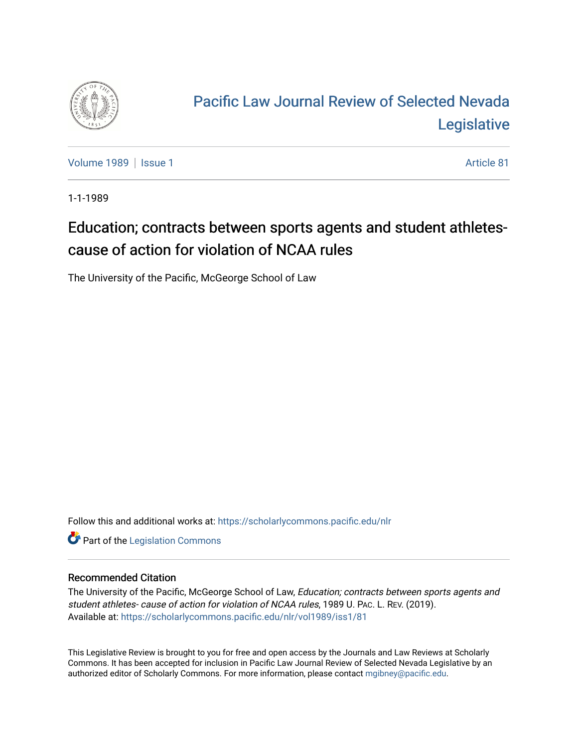# Pacific Law Journal Review of Selected Nevada Legislative

Volume 1989 | Issue 1 Article 81

1-1-1989

## Education; contracts between sports agents and student athletes- cause of action for violation of NCAA rules

The University of the Pacific, McGeorge School of Law

Follow this and additional works at: https://scholarlycommons.pacific.edu/nlr

Part of the Legislation Commons

### Recommended Citation

The University of the Pacific, McGeorge School of Law, *Education; contracts between sports agents and student athletes- cause of action for violation of NCAA rules*, 1989 U. PAC. L. REV. (2019).
Available at: https://scholarlycommons.pacific.edu/nlr/vol1989/iss1/81

This Legislative Review is brought to you for free and open access by the Journals and Law Reviews at Scholarly Commons. It has been accepted for inclusion in Pacific Law Journal Review of Selected Nevada Legislative by an authorized editor of Scholarly Commons. For more information, please contact mgibney@pacific.edu.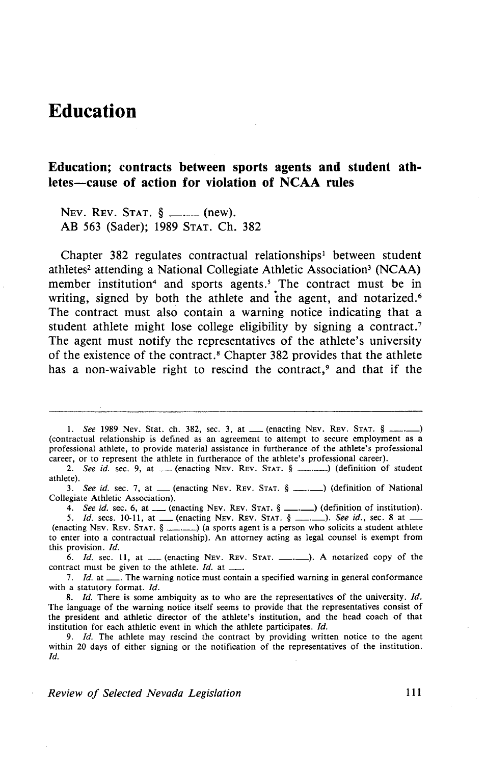# Education

## Education; contracts between sports agents and student athletes—cause of action for violation of NCAA rules

NEV. REV. STAT. § \_\_.\_\_ (new).
AB 563 (Sader); 1989 STAT. Ch. 382

Chapter 382 regulates contractual relationships[1] between student athletes[2] attending a National Collegiate Athletic Association[3] (NCAA) member institution[4] and sports agents.[5] The contract must be in writing, signed by both the athlete and the agent, and notarized.[6] The contract must also contain a warning notice indicating that a student athlete might lose college eligibility by signing a contract.[7] The agent must notify the representatives of the athlete's university of the existence of the contract.[8] Chapter 382 provides that the athlete has a non-waivable right to rescind the contract,[9] and that if the

---

1. *See* 1989 Nev. Stat. ch. 382, sec. 3, at \_\_ (enacting NEV. REV. STAT. § \_\_.\_\_) (contractual relationship is defined as an agreement to attempt to secure employment as a professional athlete, to provide material assistance in furtherance of the athlete's professional career, or to represent the athlete in furtherance of the athlete's professional career).
2. *See id.* sec. 9, at \_\_ (enacting NEV. REV. STAT. § \_\_.\_\_) (definition of student athlete).
3. *See id.* sec. 7, at \_\_ (enacting NEV. REV. STAT. § \_\_.\_\_) (definition of National Collegiate Athletic Association).
4. *See id.* sec. 6, at \_\_ (enacting NEV. REV. STAT. § \_\_.\_\_) (definition of institution).
5. *Id.* secs. 10-11, at \_\_ (enacting NEV. REV. STAT. § \_\_.\_\_). *See id.*, sec. 8 at \_\_ (enacting NEV. REV. STAT. § \_\_.\_\_) (a sports agent is a person who solicits a student athlete to enter into a contractual relationship). An attorney acting as legal counsel is exempt from this provision. *Id.*
6. *Id.* sec. 11, at \_\_ (enacting NEV. REV. STAT. \_\_.\_\_). A notarized copy of the contract must be given to the athlete. *Id.* at \_\_.
7. *Id.* at \_\_. The warning notice must contain a specified warning in general conformance with a statutory format. *Id.*
8. *Id.* There is some ambiguity as to who are the representatives of the university. *Id.* The language of the warning notice itself seems to provide that the representatives consist of the president and athletic director of the athlete's institution, and the head coach of that institution for each athletic event in which the athlete participates. *Id.*
9. *Id.* The athlete may rescind the contract by providing written notice to the agent within 20 days of either signing or the notification of the representatives of the institution. *Id.*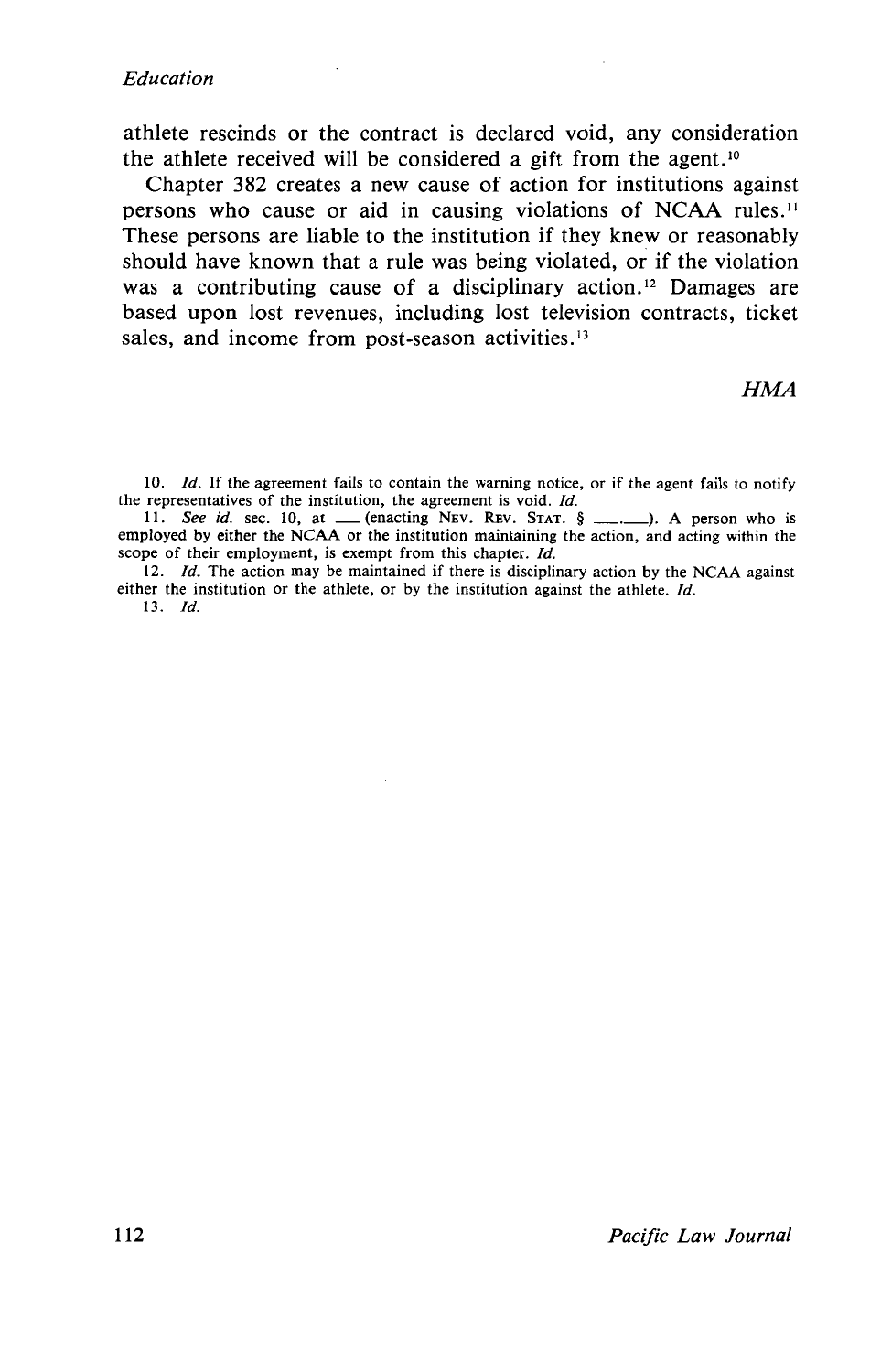athlete rescinds or the contract is declared void, any consideration the athlete received will be considered a gift from the agent.[10]

Chapter 382 creates a new cause of action for institutions against persons who cause or aid in causing violations of NCAA rules.[11] These persons are liable to the institution if they knew or reasonably should have known that a rule was being violated, or if the violation was a contributing cause of a disciplinary action.[12] Damages are based upon lost revenues, including lost television contracts, ticket sales, and income from post-season activities.[13]

*HMA*

10. *Id.* If the agreement fails to contain the warning notice, or if the agent fails to notify the representatives of the institution, the agreement is void. *Id.*

11. *See id.* sec. 10, at ___ (enacting NEV. REV. STAT. § ___.___). A person who is employed by either the NCAA or the institution maintaining the action, and acting within the scope of their employment, is exempt from this chapter. *Id.*

12. *Id.* The action may be maintained if there is disciplinary action by the NCAA against either the institution or the athlete, or by the institution against the athlete. *Id.*

13. *Id.*